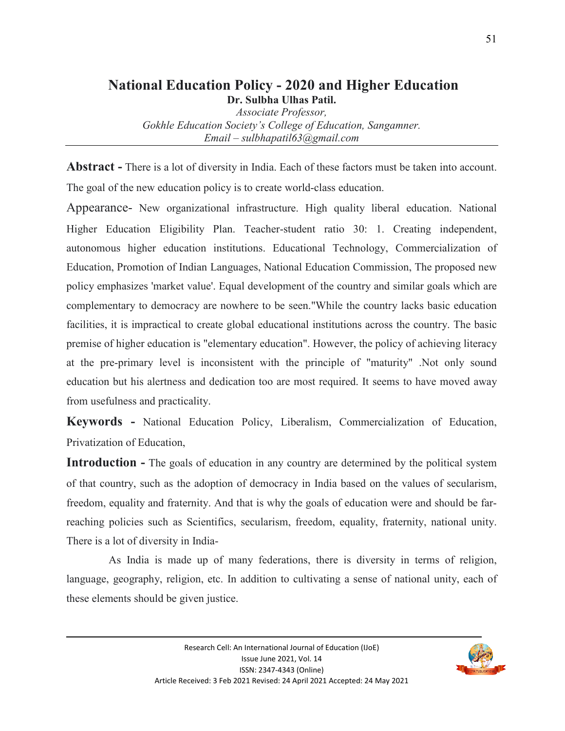# National Education Policy - 2020 and Higher Education

**Dr. Sulbha Ulhas Patil.**

*Associate Professor,*
*Gokhle Education Society's College of Education, Sangamner.*
*Email – sulbhapatil63@gmail.com*

---

**Abstract -** There is a lot of diversity in India. Each of these factors must be taken into account. The goal of the new education policy is to create world-class education.

Appearance- New organizational infrastructure. High quality liberal education. National Higher Education Eligibility Plan. Teacher-student ratio 30: 1. Creating independent, autonomous higher education institutions. Educational Technology, Commercialization of Education, Promotion of Indian Languages, National Education Commission, The proposed new policy emphasizes 'market value'. Equal development of the country and similar goals which are complementary to democracy are nowhere to be seen."While the country lacks basic education facilities, it is impractical to create global educational institutions across the country. The basic premise of higher education is "elementary education". However, the policy of achieving literacy at the pre-primary level is inconsistent with the principle of "maturity" .Not only sound education but his alertness and dedication too are most required. It seems to have moved away from usefulness and practicality.

**Keywords -** National Education Policy, Liberalism, Commercialization of Education, Privatization of Education,

**Introduction -** The goals of education in any country are determined by the political system of that country, such as the adoption of democracy in India based on the values of secularism, freedom, equality and fraternity. And that is why the goals of education were and should be far-reaching policies such as Scientifics, secularism, freedom, equality, fraternity, national unity. There is a lot of diversity in India-

As India is made up of many federations, there is diversity in terms of religion, language, geography, religion, etc. In addition to cultivating a sense of national unity, each of these elements should be given justice.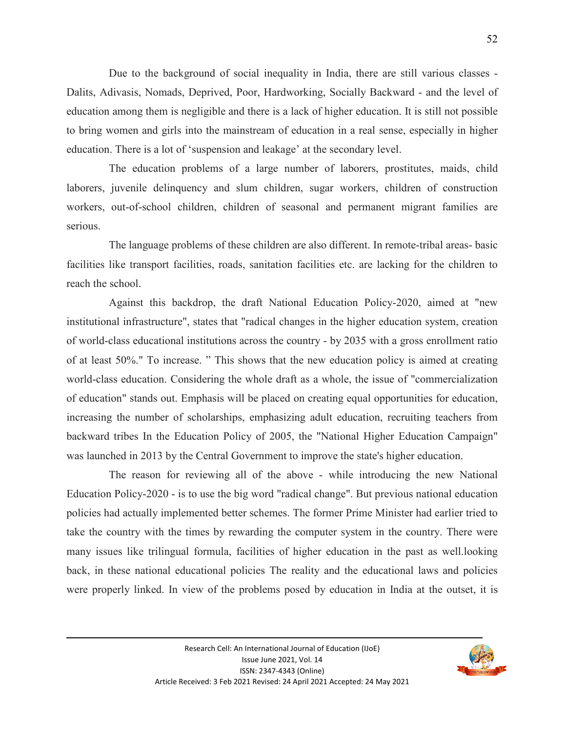Due to the background of social inequality in India, there are still various classes - Dalits, Adivasis, Nomads, Deprived, Poor, Hardworking, Socially Backward - and the level of education among them is negligible and there is a lack of higher education. It is still not possible to bring women and girls into the mainstream of education in a real sense, especially in higher education. There is a lot of 'suspension and leakage' at the secondary level.

The education problems of a large number of laborers, prostitutes, maids, child laborers, juvenile delinquency and slum children, sugar workers, children of construction workers, out-of-school children, children of seasonal and permanent migrant families are serious.

The language problems of these children are also different. In remote-tribal areas- basic facilities like transport facilities, roads, sanitation facilities etc. are lacking for the children to reach the school.

Against this backdrop, the draft National Education Policy-2020, aimed at "new institutional infrastructure", states that "radical changes in the higher education system, creation of world-class educational institutions across the country - by 2035 with a gross enrollment ratio of at least 50%." To increase. " This shows that the new education policy is aimed at creating world-class education. Considering the whole draft as a whole, the issue of "commercialization of education" stands out. Emphasis will be placed on creating equal opportunities for education, increasing the number of scholarships, emphasizing adult education, recruiting teachers from backward tribes In the Education Policy of 2005, the "National Higher Education Campaign" was launched in 2013 by the Central Government to improve the state's higher education.

The reason for reviewing all of the above - while introducing the new National Education Policy-2020 - is to use the big word "radical change". But previous national education policies had actually implemented better schemes. The former Prime Minister had earlier tried to take the country with the times by rewarding the computer system in the country. There were many issues like trilingual formula, facilities of higher education in the past as well.looking back, in these national educational policies The reality and the educational laws and policies were properly linked. In view of the problems posed by education in India at the outset, it is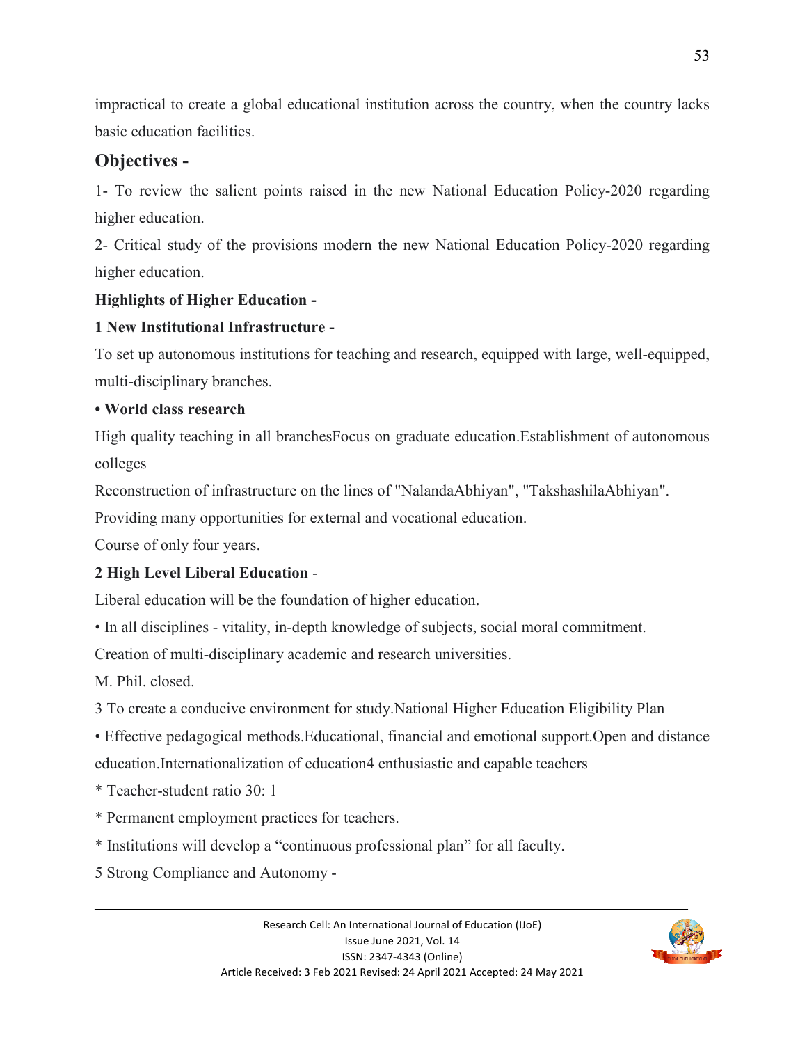impractical to create a global educational institution across the country, when the country lacks basic education facilities.

## Objectives -

1- To review the salient points raised in the new National Education Policy-2020 regarding higher education.

2- Critical study of the provisions modern the new National Education Policy-2020 regarding higher education.

**Highlights of Higher Education -**

**1 New Institutional Infrastructure -**

To set up autonomous institutions for teaching and research, equipped with large, well-equipped, multi-disciplinary branches.

**• World class research**

High quality teaching in all branchesFocus on graduate education.Establishment of autonomous colleges

Reconstruction of infrastructure on the lines of "NalandaAbhiyan", "TakshashilaAbhiyan".

Providing many opportunities for external and vocational education.

Course of only four years.

**2 High Level Liberal Education** -

Liberal education will be the foundation of higher education.

• In all disciplines - vitality, in-depth knowledge of subjects, social moral commitment.

Creation of multi-disciplinary academic and research universities.

M. Phil. closed.

3 To create a conducive environment for study.National Higher Education Eligibility Plan

• Effective pedagogical methods.Educational, financial and emotional support.Open and distance education.Internationalization of education4 enthusiastic and capable teachers

* Teacher-student ratio 30: 1

* Permanent employment practices for teachers.

* Institutions will develop a "continuous professional plan" for all faculty.

5 Strong Compliance and Autonomy -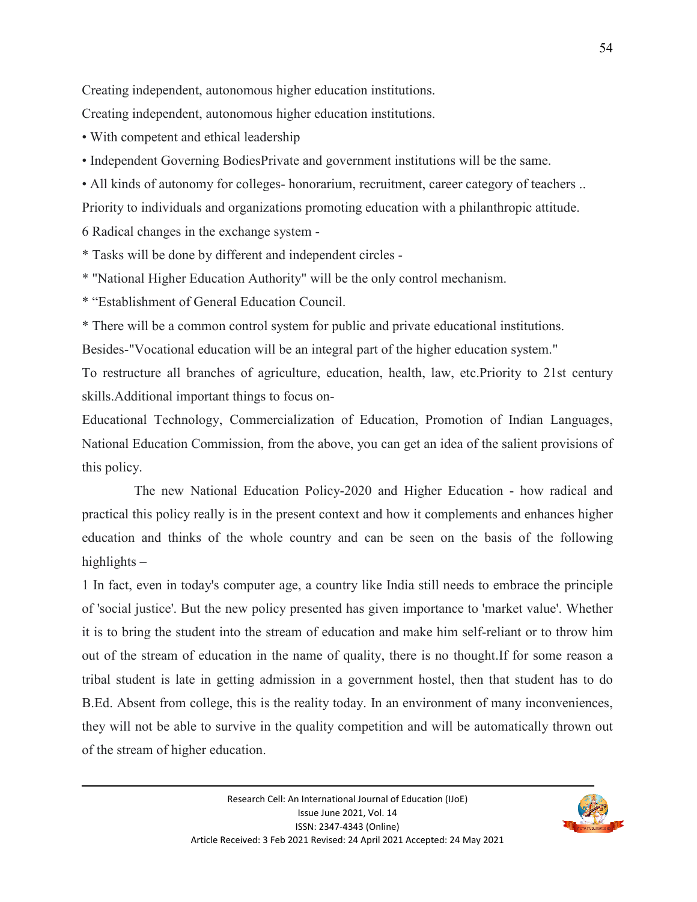Creating independent, autonomous higher education institutions.

Creating independent, autonomous higher education institutions.

• With competent and ethical leadership

• Independent Governing BodiesPrivate and government institutions will be the same.

• All kinds of autonomy for colleges- honorarium, recruitment, career category of teachers ..

Priority to individuals and organizations promoting education with a philanthropic attitude.

6 Radical changes in the exchange system -

* Tasks will be done by different and independent circles -

* "National Higher Education Authority" will be the only control mechanism.

* "Establishment of General Education Council.

* There will be a common control system for public and private educational institutions.

Besides-"Vocational education will be an integral part of the higher education system."

To restructure all branches of agriculture, education, health, law, etc.Priority to 21st century skills.Additional important things to focus on-

Educational Technology, Commercialization of Education, Promotion of Indian Languages, National Education Commission, from the above, you can get an idea of the salient provisions of this policy.

The new National Education Policy-2020 and Higher Education - how radical and practical this policy really is in the present context and how it complements and enhances higher education and thinks of the whole country and can be seen on the basis of the following highlights –

1 In fact, even in today's computer age, a country like India still needs to embrace the principle of 'social justice'. But the new policy presented has given importance to 'market value'. Whether it is to bring the student into the stream of education and make him self-reliant or to throw him out of the stream of education in the name of quality, there is no thought.If for some reason a tribal student is late in getting admission in a government hostel, then that student has to do B.Ed. Absent from college, this is the reality today. In an environment of many inconveniences, they will not be able to survive in the quality competition and will be automatically thrown out of the stream of higher education.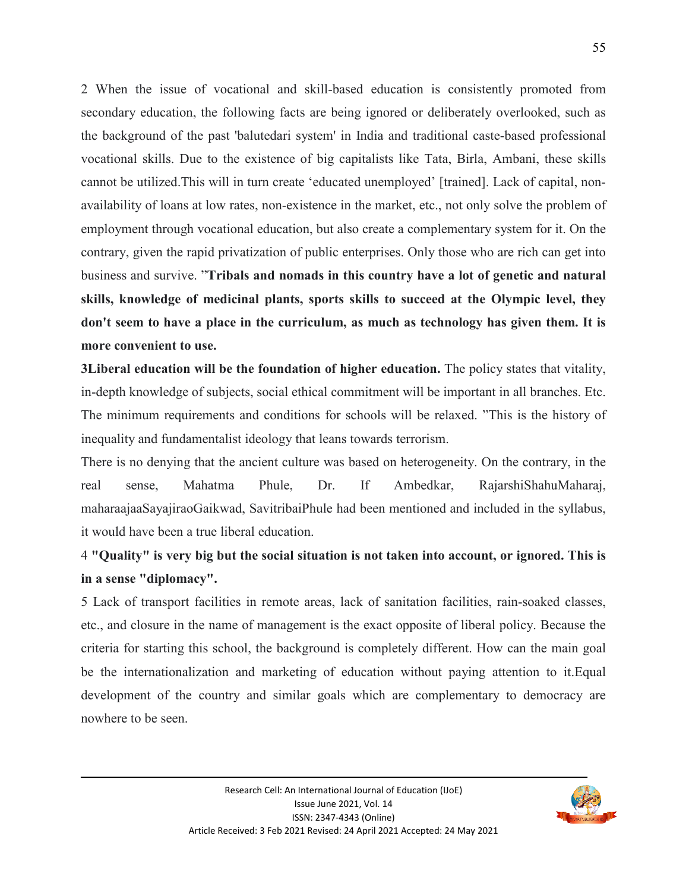2 When the issue of vocational and skill-based education is consistently promoted from secondary education, the following facts are being ignored or deliberately overlooked, such as the background of the past 'balutedari system' in India and traditional caste-based professional vocational skills. Due to the existence of big capitalists like Tata, Birla, Ambani, these skills cannot be utilized.This will in turn create 'educated unemployed' [trained]. Lack of capital, non-availability of loans at low rates, non-existence in the market, etc., not only solve the problem of employment through vocational education, but also create a complementary system for it. On the contrary, given the rapid privatization of public enterprises. Only those who are rich can get into business and survive. "**Tribals and nomads in this country have a lot of genetic and natural skills, knowledge of medicinal plants, sports skills to succeed at the Olympic level, they don't seem to have a place in the curriculum, as much as technology has given them. It is more convenient to use.**

**3Liberal education will be the foundation of higher education.** The policy states that vitality, in-depth knowledge of subjects, social ethical commitment will be important in all branches. Etc. The minimum requirements and conditions for schools will be relaxed. "This is the history of inequality and fundamentalist ideology that leans towards terrorism.

There is no denying that the ancient culture was based on heterogeneity. On the contrary, in the real sense, Mahatma Phule, Dr. If Ambedkar, RajarshiShahuMaharaj, maharaajaaSayajiraoGaikwad, SavitribaiPhule had been mentioned and included in the syllabus, it would have been a true liberal education.

4 **"Quality" is very big but the social situation is not taken into account, or ignored. This is in a sense "diplomacy".**

5 Lack of transport facilities in remote areas, lack of sanitation facilities, rain-soaked classes, etc., and closure in the name of management is the exact opposite of liberal policy. Because the criteria for starting this school, the background is completely different. How can the main goal be the internationalization and marketing of education without paying attention to it.Equal development of the country and similar goals which are complementary to democracy are nowhere to be seen.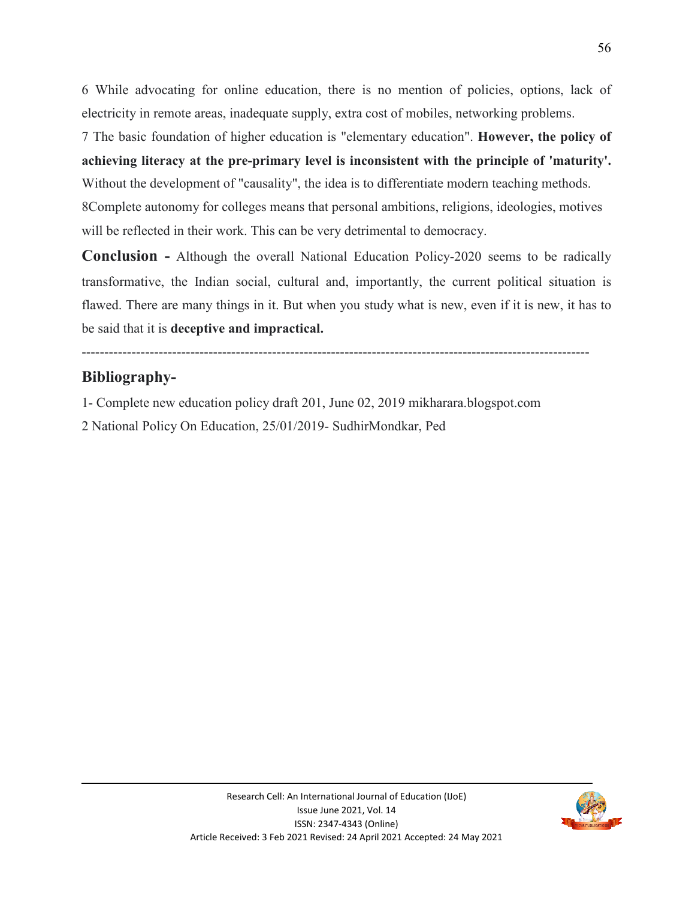6 While advocating for online education, there is no mention of policies, options, lack of electricity in remote areas, inadequate supply, extra cost of mobiles, networking problems.

7 The basic foundation of higher education is "elementary education". **However, the policy of achieving literacy at the pre-primary level is inconsistent with the principle of 'maturity'.** Without the development of "causality", the idea is to differentiate modern teaching methods.

8Complete autonomy for colleges means that personal ambitions, religions, ideologies, motives will be reflected in their work. This can be very detrimental to democracy.

**Conclusion -** Although the overall National Education Policy-2020 seems to be radically transformative, the Indian social, cultural and, importantly, the current political situation is flawed. There are many things in it. But when you study what is new, even if it is new, it has to be said that it is **deceptive and impractical.**

---

## Bibliography-

1- Complete new education policy draft 201, June 02, 2019 mikharara.blogspot.com

2 National Policy On Education, 25/01/2019- SudhirMondkar, Ped